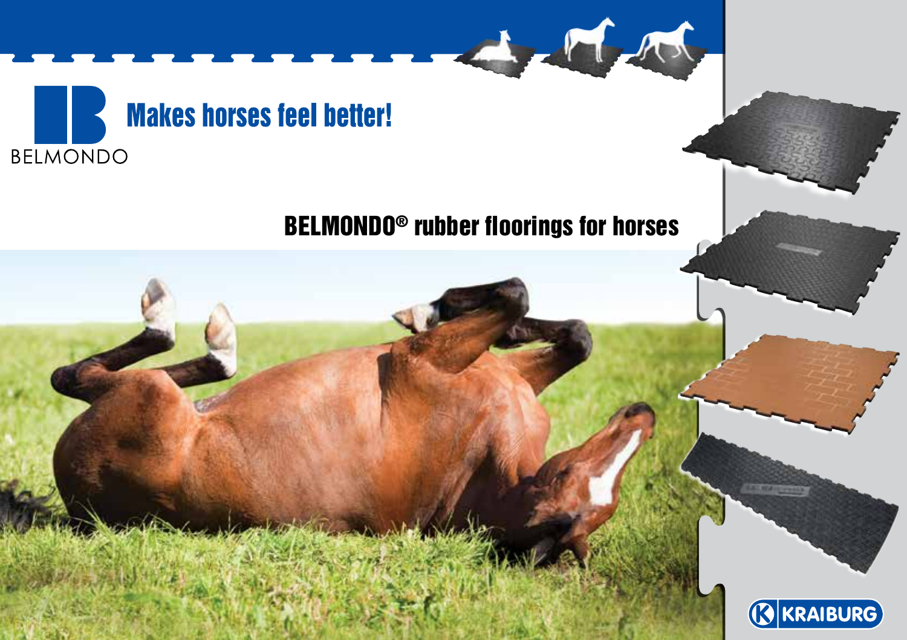BELMONDO

# Makes horses feel better!

## BELMONDO® rubber floorings for horses

KRAIBURG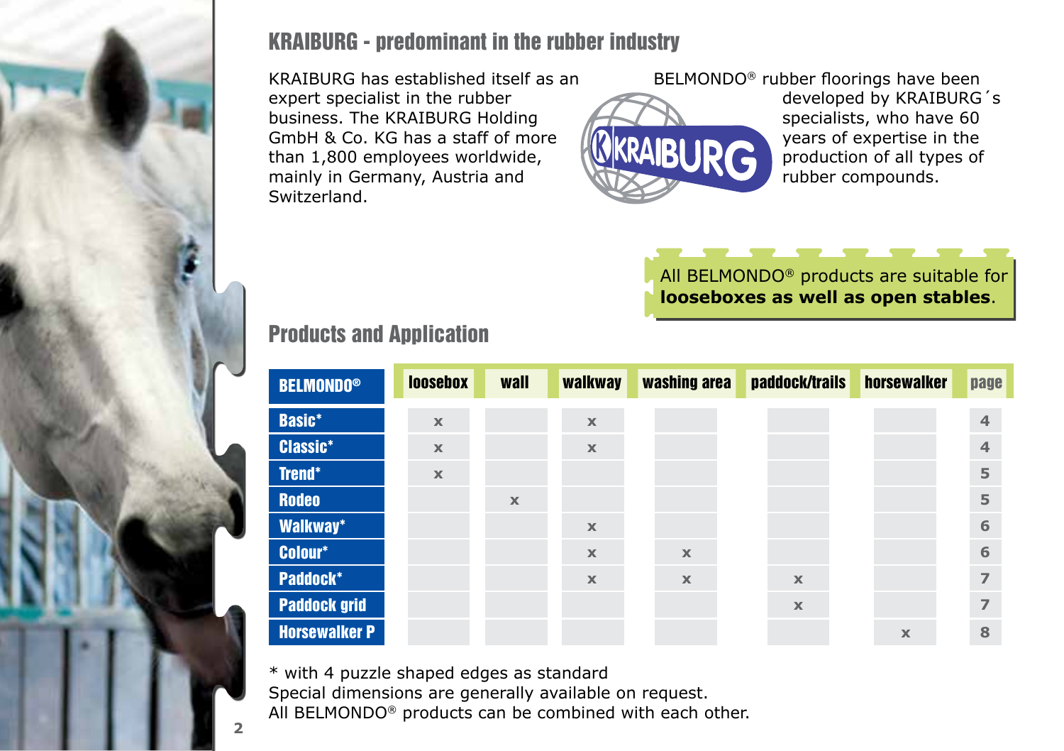## KRAIBURG - predominant in the rubber industry

KRAIBURG has established itself as an expert specialist in the rubber business. The KRAIBURG Holding GmbH & Co. KG has a staff of more than 1,800 employees worldwide, mainly in Germany, Austria and Switzerland.

BELMONDO® rubber floorings have been developed by KRAIBURG´s specialists, who have 60 years of expertise in the production of all types of rubber compounds.

All BELMONDO® products are suitable for **looseboxes as well as open stables**.

## Products and Application

| BELMONDO® | loosebox | wall | walkway | washing area | paddock/trails | horsewalker | page |
| --- | --- | --- | --- | --- | --- | --- | --- |
| Basic* | x | | x | | | | 4 |
| Classic* | x | | x | | | | 4 |
| Trend* | x | | | | | | 5 |
| Rodeo | | x | | | | | 5 |
| Walkway* | | | x | | | | 6 |
| Colour* | | | x | x | | | 6 |
| Paddock* | | | x | x | x | | 7 |
| Paddock grid | | | | | x | | 7 |
| Horsewalker P | | | | | | x | 8 |

* with 4 puzzle shaped edges as standard
Special dimensions are generally available on request.
All BELMONDO® products can be combined with each other.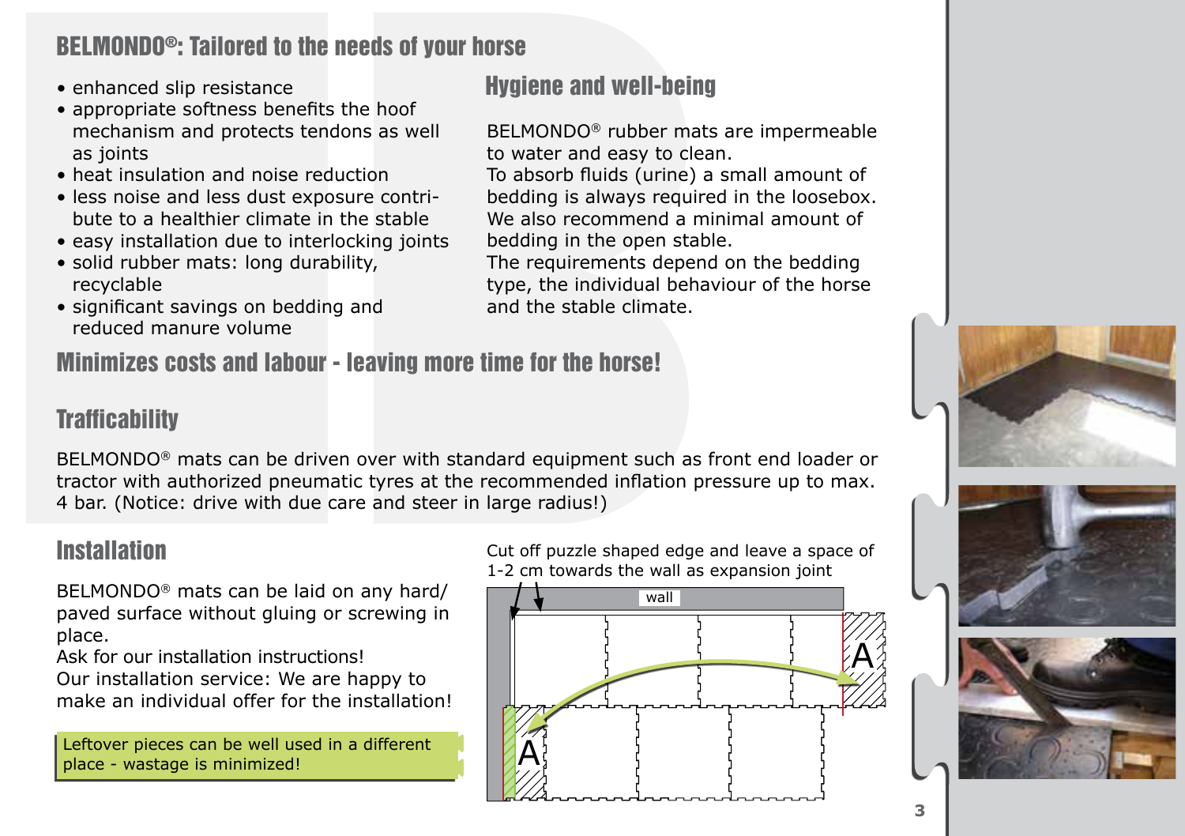## BELMONDO®: Tailored to the needs of your horse

- enhanced slip resistance
- appropriate softness benefits the hoof mechanism and protects tendons as well as joints
- heat insulation and noise reduction
- less noise and less dust exposure contribute to a healthier climate in the stable
- easy installation due to interlocking joints
- solid rubber mats: long durability, recyclable
- significant savings on bedding and reduced manure volume

## Hygiene and well-being

BELMONDO® rubber mats are impermeable to water and easy to clean.
To absorb fluids (urine) a small amount of bedding is always required in the loosebox. We also recommend a minimal amount of bedding in the open stable.
The requirements depend on the bedding type, the individual behaviour of the horse and the stable climate.

## Minimizes costs and labour - leaving more time for the horse!

## Trafficability

BELMONDO® mats can be driven over with standard equipment such as front end loader or tractor with authorized pneumatic tyres at the recommended inflation pressure up to max. 4 bar. (Notice: drive with due care and steer in large radius!)

## Installation

BELMONDO® mats can be laid on any hard/ paved surface without gluing or screwing in place.
Ask for our installation instructions!
Our installation service: We are happy to make an individual offer for the installation!

Leftover pieces can be well used in a different place - wastage is minimized!

Cut off puzzle shaped edge and leave a space of 1-2 cm towards the wall as expansion joint

wall

A

A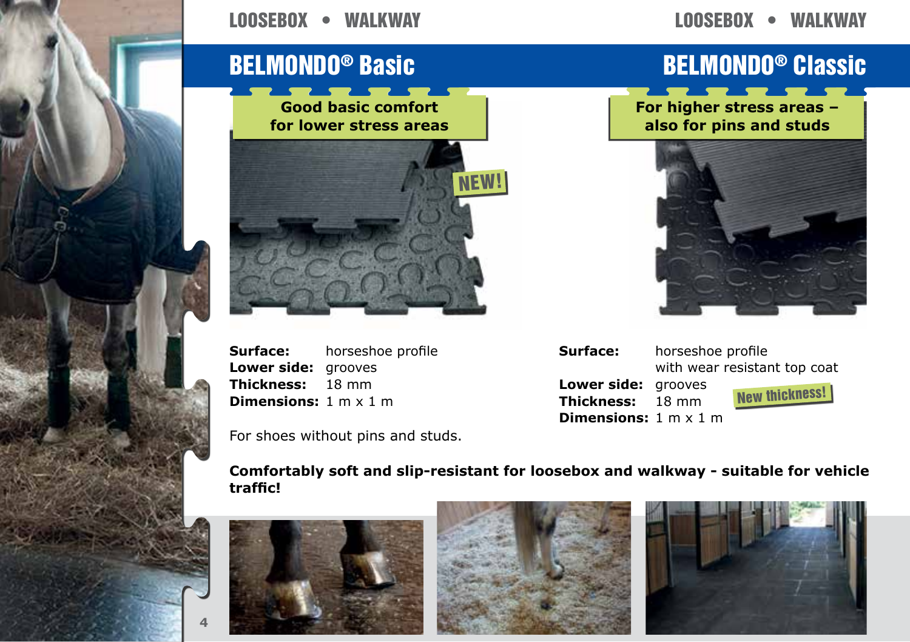LOOSEBOX • WALKWAY

## BELMONDO® Basic

**Good basic comfort for lower stress areas**

NEW!

**Surface:** horseshoe profile
**Lower side:** grooves
**Thickness:** 18 mm
**Dimensions:** 1 m x 1 m

For shoes without pins and studs.

LOOSEBOX • WALKWAY

## BELMONDO® Classic

**For higher stress areas – also for pins and studs**

**Surface:** horseshoe profile with wear resistant top coat
**Lower side:** grooves
**Thickness:** 18 mm
**Dimensions:** 1 m x 1 m

New thickness!

**Comfortably soft and slip-resistant for loosebox and walkway - suitable for vehicle traffic!**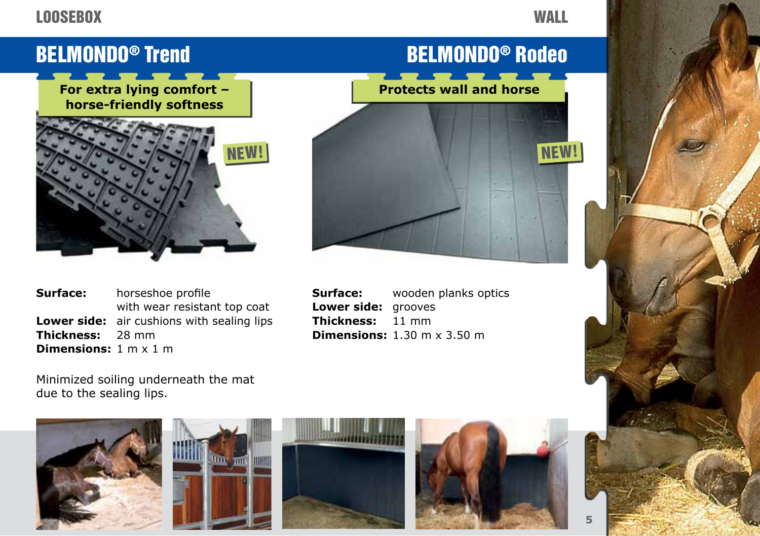LOOSEBOX

## BELMONDO® Trend

**For extra lying comfort – horse-friendly softness**

NEW!

**Surface:** horseshoe profile with wear resistant top coat
**Lower side:** air cushions with sealing lips
**Thickness:** 28 mm
**Dimensions:** 1 m x 1 m

Minimized soiling underneath the mat due to the sealing lips.

WALL

## BELMONDO® Rodeo

**Protects wall and horse**

NEW!

**Surface:** wooden planks optics
**Lower side:** grooves
**Thickness:** 11 mm
**Dimensions:** 1.30 m x 3.50 m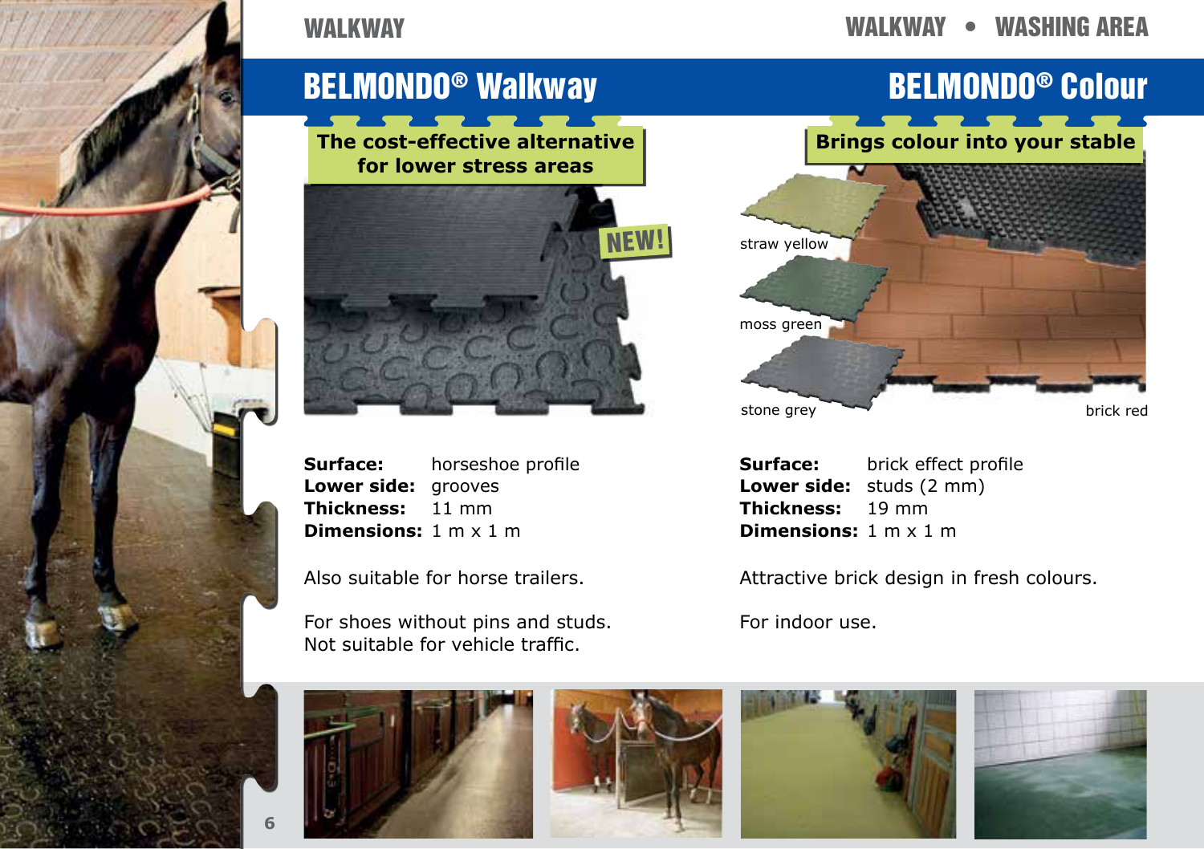## BELMONDO® Walkway

**The cost-effective alternative for lower stress areas**

NEW!

**Surface:** horseshoe profile
**Lower side:** grooves
**Thickness:** 11 mm
**Dimensions:** 1 m x 1 m

Also suitable for horse trailers.

For shoes without pins and studs.
Not suitable for vehicle traffic.

## BELMONDO® Colour

**Brings colour into your stable**

straw yellow

moss green

stone grey

brick red

**Surface:** brick effect profile
**Lower side:** studs (2 mm)
**Thickness:** 19 mm
**Dimensions:** 1 m x 1 m

Attractive brick design in fresh colours.

For indoor use.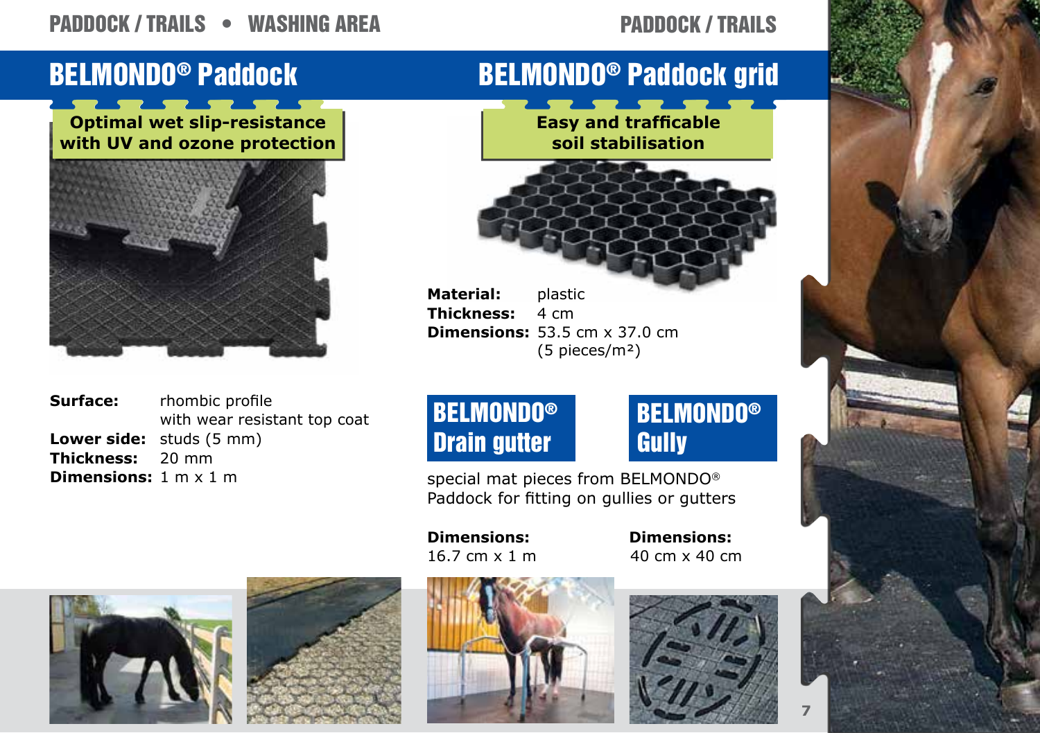PADDOCK / TRAILS • WASHING AREA

## BELMONDO® Paddock

**Optimal wet slip-resistance with UV and ozone protection**

**Surface:** rhombic profile with wear resistant top coat
**Lower side:** studs (5 mm)
**Thickness:** 20 mm
**Dimensions:** 1 m x 1 m

PADDOCK / TRAILS

## BELMONDO® Paddock grid

**Easy and trafficable soil stabilisation**

**Material:** plastic
**Thickness:** 4 cm
**Dimensions:** 53.5 cm x 37.0 cm (5 pieces/m²)

### BELMONDO® Drain gutter

### BELMONDO® Gully

special mat pieces from BELMONDO® Paddock for fitting on gullies or gutters

**Drain gutter – Dimensions:** 16.7 cm x 1 m

**Gully – Dimensions:** 40 cm x 40 cm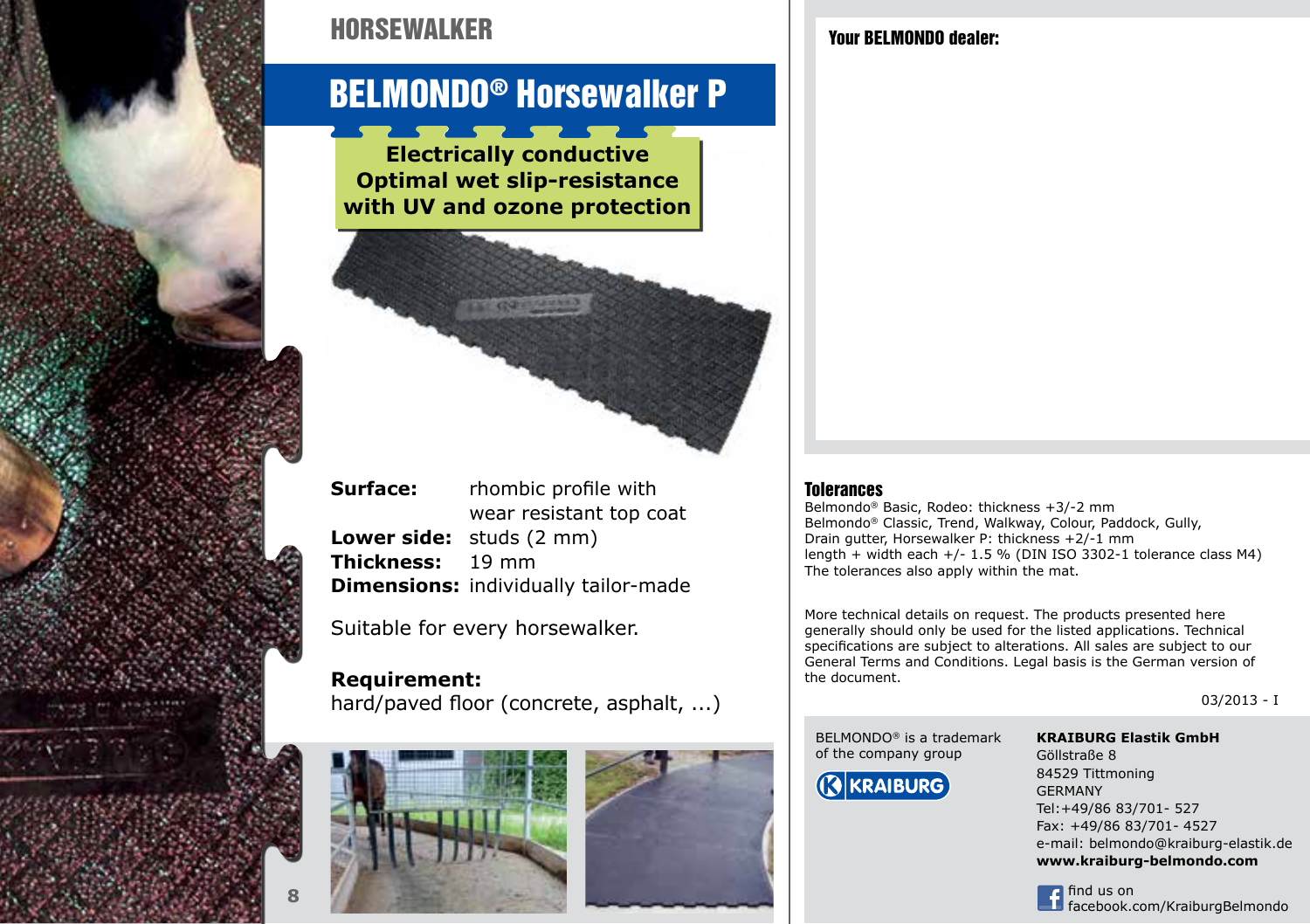## HORSEWALKER

# BELMONDO® Horsewalker P

**Electrically conductive**
**Optimal wet slip-resistance**
**with UV and ozone protection**

**Surface:** rhombic profile with wear resistant top coat
**Lower side:** studs (2 mm)
**Thickness:** 19 mm
**Dimensions:** individually tailor-made

Suitable for every horsewalker.

**Requirement:**
hard/paved floor (concrete, asphalt, ...)

**Your BELMONDO dealer:**

### Tolerances

Belmondo® Basic, Rodeo: thickness +3/-2 mm
Belmondo® Classic, Trend, Walkway, Colour, Paddock, Gully, Drain gutter, Horsewalker P: thickness +2/-1 mm
length + width each +/- 1.5 % (DIN ISO 3302-1 tolerance class M4)
The tolerances also apply within the mat.

More technical details on request. The products presented here generally should only be used for the listed applications. Technical specifications are subject to alterations. All sales are subject to our General Terms and Conditions. Legal basis is the German version of the document.

03/2013 - I

BELMONDO® is a trademark of the company group

KRAIBURG

**KRAIBURG Elastik GmbH**
Göllstraße 8
84529 Tittmoning
GERMANY
Tel:+49/86 83/701- 527
Fax: +49/86 83/701- 4527
e-mail: belmondo@kraiburg-elastik.de
**www.kraiburg-belmondo.com**

find us on
facebook.com/KraiburgBelmondo